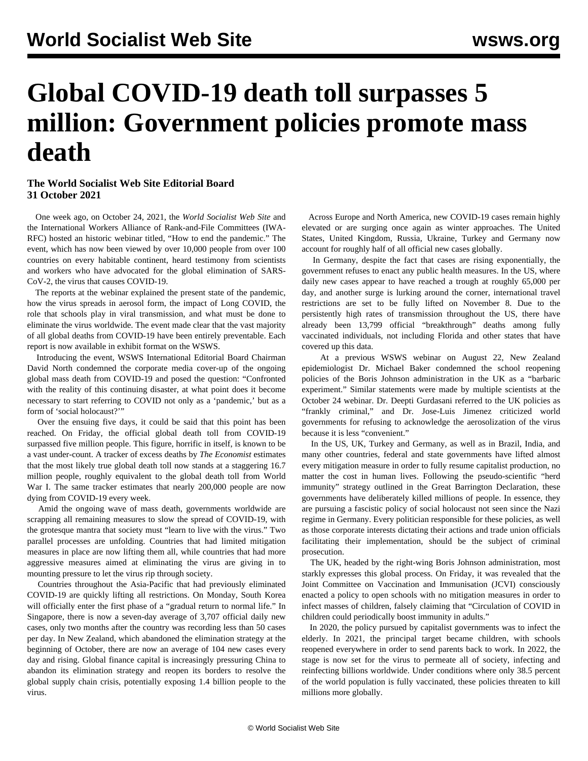# Global COVID-19 death toll surpasses 5 million: Government policies promote mass death

**The World Socialist Web Site Editorial Board**
**31 October 2021**

One week ago, on October 24, 2021, the *World Socialist Web Site* and the International Workers Alliance of Rank-and-File Committees (IWA-RFC) hosted an historic webinar titled, "How to end the pandemic." The event, which has now been viewed by over 10,000 people from over 100 countries on every habitable continent, heard testimony from scientists and workers who have advocated for the global elimination of SARS-CoV-2, the virus that causes COVID-19.

The reports at the webinar explained the present state of the pandemic, how the virus spreads in aerosol form, the impact of Long COVID, the role that schools play in viral transmission, and what must be done to eliminate the virus worldwide. The event made clear that the vast majority of all global deaths from COVID-19 have been entirely preventable. Each report is now available in exhibit format on the WSWS.

Introducing the event, WSWS International Editorial Board Chairman David North condemned the corporate media cover-up of the ongoing global mass death from COVID-19 and posed the question: "Confronted with the reality of this continuing disaster, at what point does it become necessary to start referring to COVID not only as a 'pandemic,' but as a form of 'social holocaust?'"

Over the ensuing five days, it could be said that this point has been reached. On Friday, the official global death toll from COVID-19 surpassed five million people. This figure, horrific in itself, is known to be a vast under-count. A tracker of excess deaths by *The Economist* estimates that the most likely true global death toll now stands at a staggering 16.7 million people, roughly equivalent to the global death toll from World War I. The same tracker estimates that nearly 200,000 people are now dying from COVID-19 every week.

Amid the ongoing wave of mass death, governments worldwide are scrapping all remaining measures to slow the spread of COVID-19, with the grotesque mantra that society must "learn to live with the virus." Two parallel processes are unfolding. Countries that had limited mitigation measures in place are now lifting them all, while countries that had more aggressive measures aimed at eliminating the virus are giving in to mounting pressure to let the virus rip through society.

Countries throughout the Asia-Pacific that had previously eliminated COVID-19 are quickly lifting all restrictions. On Monday, South Korea will officially enter the first phase of a "gradual return to normal life." In Singapore, there is now a seven-day average of 3,707 official daily new cases, only two months after the country was recording less than 50 cases per day. In New Zealand, which abandoned the elimination strategy at the beginning of October, there are now an average of 104 new cases every day and rising. Global finance capital is increasingly pressuring China to abandon its elimination strategy and reopen its borders to resolve the global supply chain crisis, potentially exposing 1.4 billion people to the virus.

Across Europe and North America, new COVID-19 cases remain highly elevated or are surging once again as winter approaches. The United States, United Kingdom, Russia, Ukraine, Turkey and Germany now account for roughly half of all official new cases globally.

In Germany, despite the fact that cases are rising exponentially, the government refuses to enact any public health measures. In the US, where daily new cases appear to have reached a trough at roughly 65,000 per day, and another surge is lurking around the corner, international travel restrictions are set to be fully lifted on November 8. Due to the persistently high rates of transmission throughout the US, there have already been 13,799 official "breakthrough" deaths among fully vaccinated individuals, not including Florida and other states that have covered up this data.

At a previous WSWS webinar on August 22, New Zealand epidemiologist Dr. Michael Baker condemned the school reopening policies of the Boris Johnson administration in the UK as a "barbaric experiment." Similar statements were made by multiple scientists at the October 24 webinar. Dr. Deepti Gurdasani referred to the UK policies as "frankly criminal," and Dr. Jose-Luis Jimenez criticized world governments for refusing to acknowledge the aerosolization of the virus because it is less "convenient."

In the US, UK, Turkey and Germany, as well as in Brazil, India, and many other countries, federal and state governments have lifted almost every mitigation measure in order to fully resume capitalist production, no matter the cost in human lives. Following the pseudo-scientific "herd immunity" strategy outlined in the Great Barrington Declaration, these governments have deliberately killed millions of people. In essence, they are pursuing a fascistic policy of social holocaust not seen since the Nazi regime in Germany. Every politician responsible for these policies, as well as those corporate interests dictating their actions and trade union officials facilitating their implementation, should be the subject of criminal prosecution.

The UK, headed by the right-wing Boris Johnson administration, most starkly expresses this global process. On Friday, it was revealed that the Joint Committee on Vaccination and Immunisation (JCVI) consciously enacted a policy to open schools with no mitigation measures in order to infect masses of children, falsely claiming that "Circulation of COVID in children could periodically boost immunity in adults."

In 2020, the policy pursued by capitalist governments was to infect the elderly. In 2021, the principal target became children, with schools reopened everywhere in order to send parents back to work. In 2022, the stage is now set for the virus to permeate all of society, infecting and reinfecting billions worldwide. Under conditions where only 38.5 percent of the world population is fully vaccinated, these policies threaten to kill millions more globally.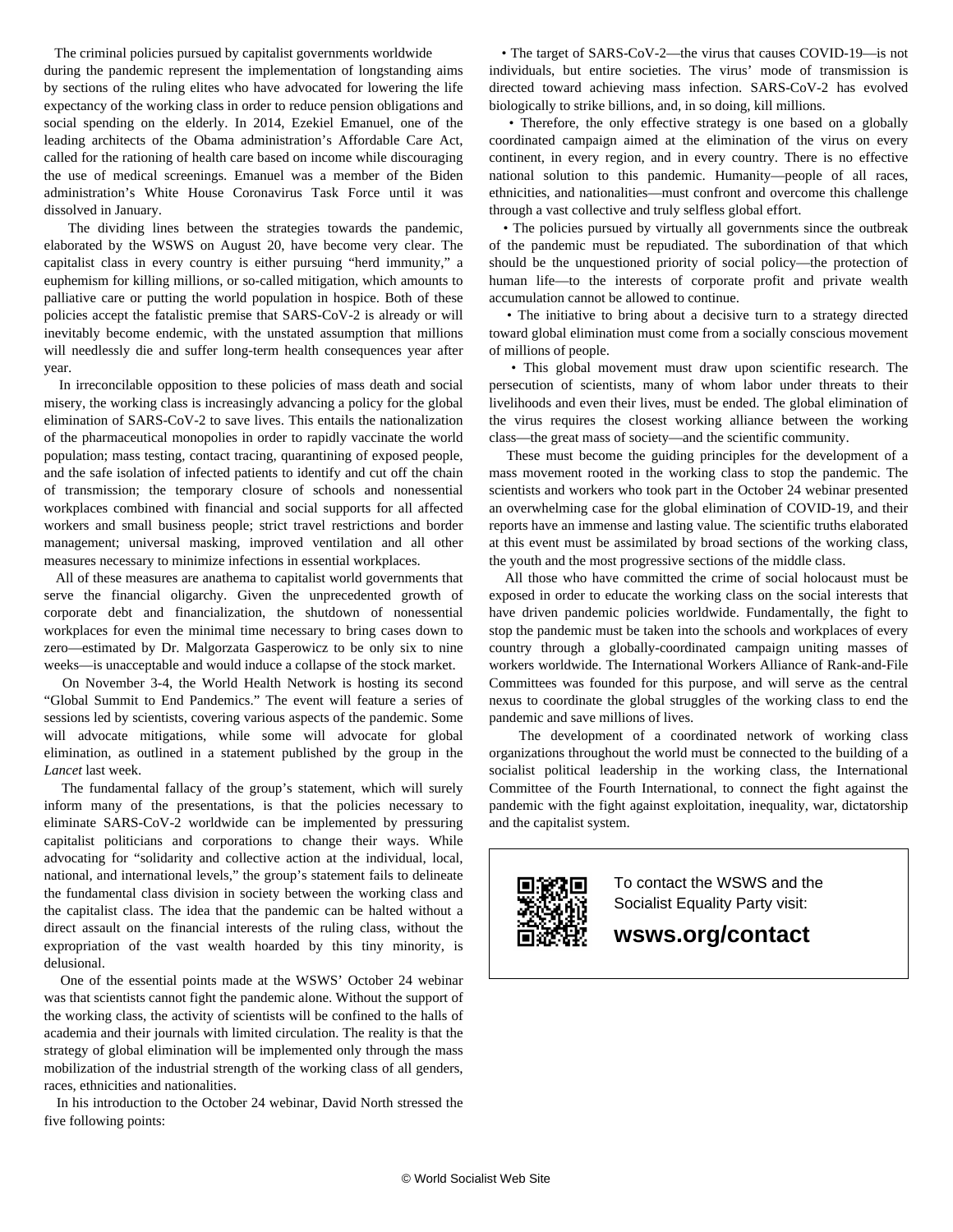The criminal policies pursued by capitalist governments worldwide during the pandemic represent the implementation of longstanding aims by sections of the ruling elites who have advocated for lowering the life expectancy of the working class in order to reduce pension obligations and social spending on the elderly. In 2014, Ezekiel Emanuel, one of the leading architects of the Obama administration's Affordable Care Act, called for the rationing of health care based on income while discouraging the use of medical screenings. Emanuel was a member of the Biden administration's White House Coronavirus Task Force until it was dissolved in January.

The dividing lines between the strategies towards the pandemic, elaborated by the WSWS on August 20, have become very clear. The capitalist class in every country is either pursuing "herd immunity," a euphemism for killing millions, or so-called mitigation, which amounts to palliative care or putting the world population in hospice. Both of these policies accept the fatalistic premise that SARS-CoV-2 is already or will inevitably become endemic, with the unstated assumption that millions will needlessly die and suffer long-term health consequences year after year.

In irreconcilable opposition to these policies of mass death and social misery, the working class is increasingly advancing a policy for the global elimination of SARS-CoV-2 to save lives. This entails the nationalization of the pharmaceutical monopolies in order to rapidly vaccinate the world population; mass testing, contact tracing, quarantining of exposed people, and the safe isolation of infected patients to identify and cut off the chain of transmission; the temporary closure of schools and nonessential workplaces combined with financial and social supports for all affected workers and small business people; strict travel restrictions and border management; universal masking, improved ventilation and all other measures necessary to minimize infections in essential workplaces.

All of these measures are anathema to capitalist world governments that serve the financial oligarchy. Given the unprecedented growth of corporate debt and financialization, the shutdown of nonessential workplaces for even the minimal time necessary to bring cases down to zero—estimated by Dr. Malgorzata Gasperowicz to be only six to nine weeks—is unacceptable and would induce a collapse of the stock market.

On November 3-4, the World Health Network is hosting its second "Global Summit to End Pandemics." The event will feature a series of sessions led by scientists, covering various aspects of the pandemic. Some will advocate mitigations, while some will advocate for global elimination, as outlined in a statement published by the group in the *Lancet* last week.

The fundamental fallacy of the group's statement, which will surely inform many of the presentations, is that the policies necessary to eliminate SARS-CoV-2 worldwide can be implemented by pressuring capitalist politicians and corporations to change their ways. While advocating for "solidarity and collective action at the individual, local, national, and international levels," the group's statement fails to delineate the fundamental class division in society between the working class and the capitalist class. The idea that the pandemic can be halted without a direct assault on the financial interests of the ruling class, without the expropriation of the vast wealth hoarded by this tiny minority, is delusional.

One of the essential points made at the WSWS' October 24 webinar was that scientists cannot fight the pandemic alone. Without the support of the working class, the activity of scientists will be confined to the halls of academia and their journals with limited circulation. The reality is that the strategy of global elimination will be implemented only through the mass mobilization of the industrial strength of the working class of all genders, races, ethnicities and nationalities.

In his introduction to the October 24 webinar, David North stressed the five following points:

- The target of SARS-CoV-2—the virus that causes COVID-19—is not individuals, but entire societies. The virus' mode of transmission is directed toward achieving mass infection. SARS-CoV-2 has evolved biologically to strike billions, and, in so doing, kill millions.
- Therefore, the only effective strategy is one based on a globally coordinated campaign aimed at the elimination of the virus on every continent, in every region, and in every country. There is no effective national solution to this pandemic. Humanity—people of all races, ethnicities, and nationalities—must confront and overcome this challenge through a vast collective and truly selfless global effort.
- The policies pursued by virtually all governments since the outbreak of the pandemic must be repudiated. The subordination of that which should be the unquestioned priority of social policy—the protection of human life—to the interests of corporate profit and private wealth accumulation cannot be allowed to continue.
- The initiative to bring about a decisive turn to a strategy directed toward global elimination must come from a socially conscious movement of millions of people.
- This global movement must draw upon scientific research. The persecution of scientists, many of whom labor under threats to their livelihoods and even their lives, must be ended. The global elimination of the virus requires the closest working alliance between the working class—the great mass of society—and the scientific community.

These must become the guiding principles for the development of a mass movement rooted in the working class to stop the pandemic. The scientists and workers who took part in the October 24 webinar presented an overwhelming case for the global elimination of COVID-19, and their reports have an immense and lasting value. The scientific truths elaborated at this event must be assimilated by broad sections of the working class, the youth and the most progressive sections of the middle class.

All those who have committed the crime of social holocaust must be exposed in order to educate the working class on the social interests that have driven pandemic policies worldwide. Fundamentally, the fight to stop the pandemic must be taken into the schools and workplaces of every country through a globally-coordinated campaign uniting masses of workers worldwide. The International Workers Alliance of Rank-and-File Committees was founded for this purpose, and will serve as the central nexus to coordinate the global struggles of the working class to end the pandemic and save millions of lives.

The development of a coordinated network of working class organizations throughout the world must be connected to the building of a socialist political leadership in the working class, the International Committee of the Fourth International, to connect the fight against the pandemic with the fight against exploitation, inequality, war, dictatorship and the capitalist system.

To contact the WSWS and the Socialist Equality Party visit:

**wsws.org/contact**